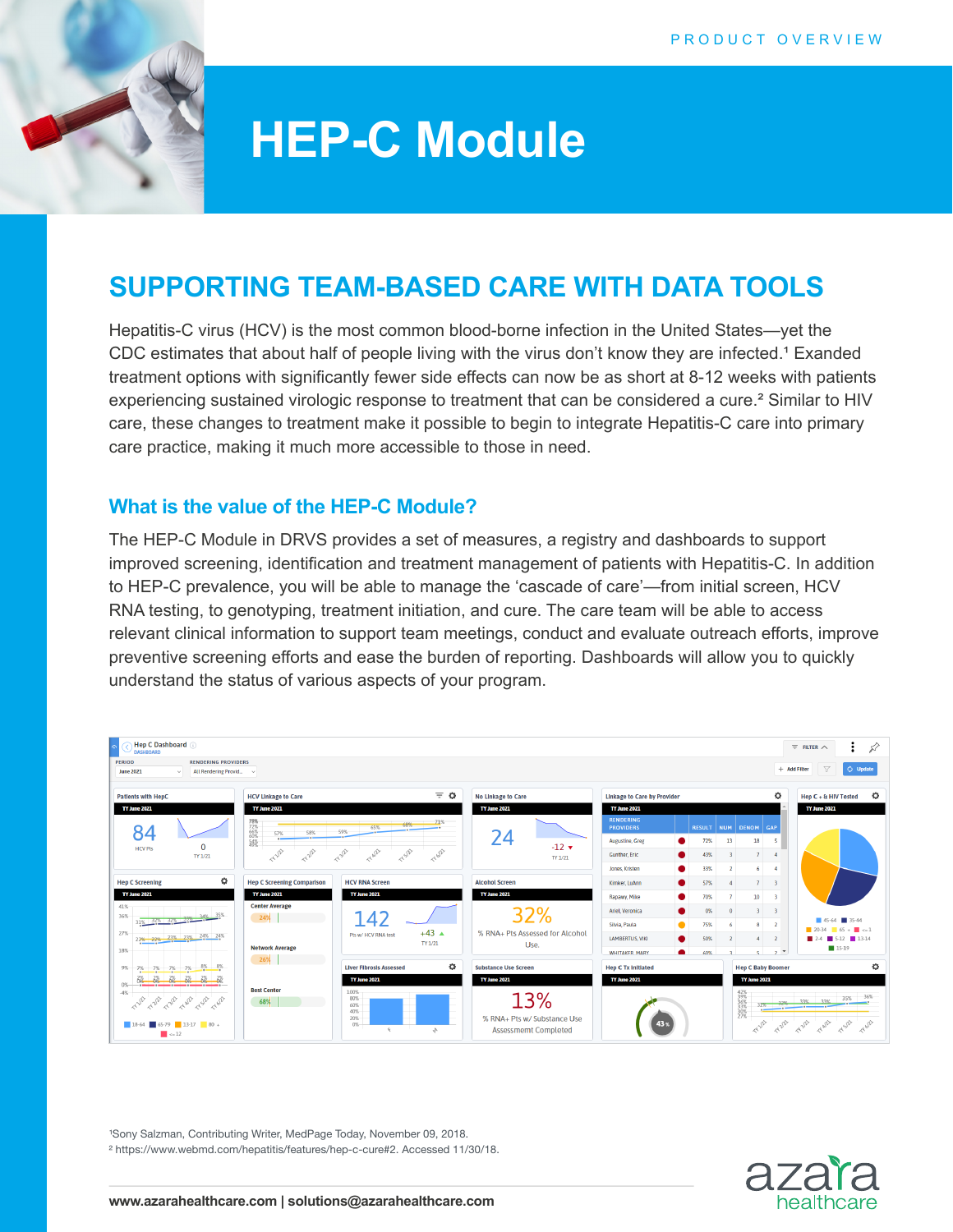PRODUCT OVERVIEW

# HEP-C Module

## SUPPORTING TEAM-BASED CARE WITH DATA TOOLS

Hepatitis-C virus (HCV) is the most common blood-borne infection in the United States—yet the CDC estimates that about half of people living with the virus don't know they are infected.[1] Exanded treatment options with significantly fewer side effects can now be as short at 8-12 weeks with patients experiencing sustained virologic response to treatment that can be considered a cure.[2] Similar to HIV care, these changes to treatment make it possible to begin to integrate Hepatitis-C care into primary care practice, making it much more accessible to those in need.

### What is the value of the HEP-C Module?

The HEP-C Module in DRVS provides a set of measures, a registry and dashboards to support improved screening, identification and treatment management of patients with Hepatitis-C. In addition to HEP-C prevalence, you will be able to manage the 'cascade of care'—from initial screen, HCV RNA testing, to genotyping, treatment initiation, and cure. The care team will be able to access relevant clinical information to support team meetings, conduct and evaluate outreach efforts, improve preventive screening efforts and ease the burden of reporting. Dashboards will allow you to quickly understand the status of various aspects of your program.

[1]Sony Salzman, Contributing Writer, MedPage Today, November 09, 2018.
[2] https://www.webmd.com/hepatitis/features/hep-c-cure#2. Accessed 11/30/18.

www.azarahealthcare.com | solutions@azarahealthcare.com

azara healthcare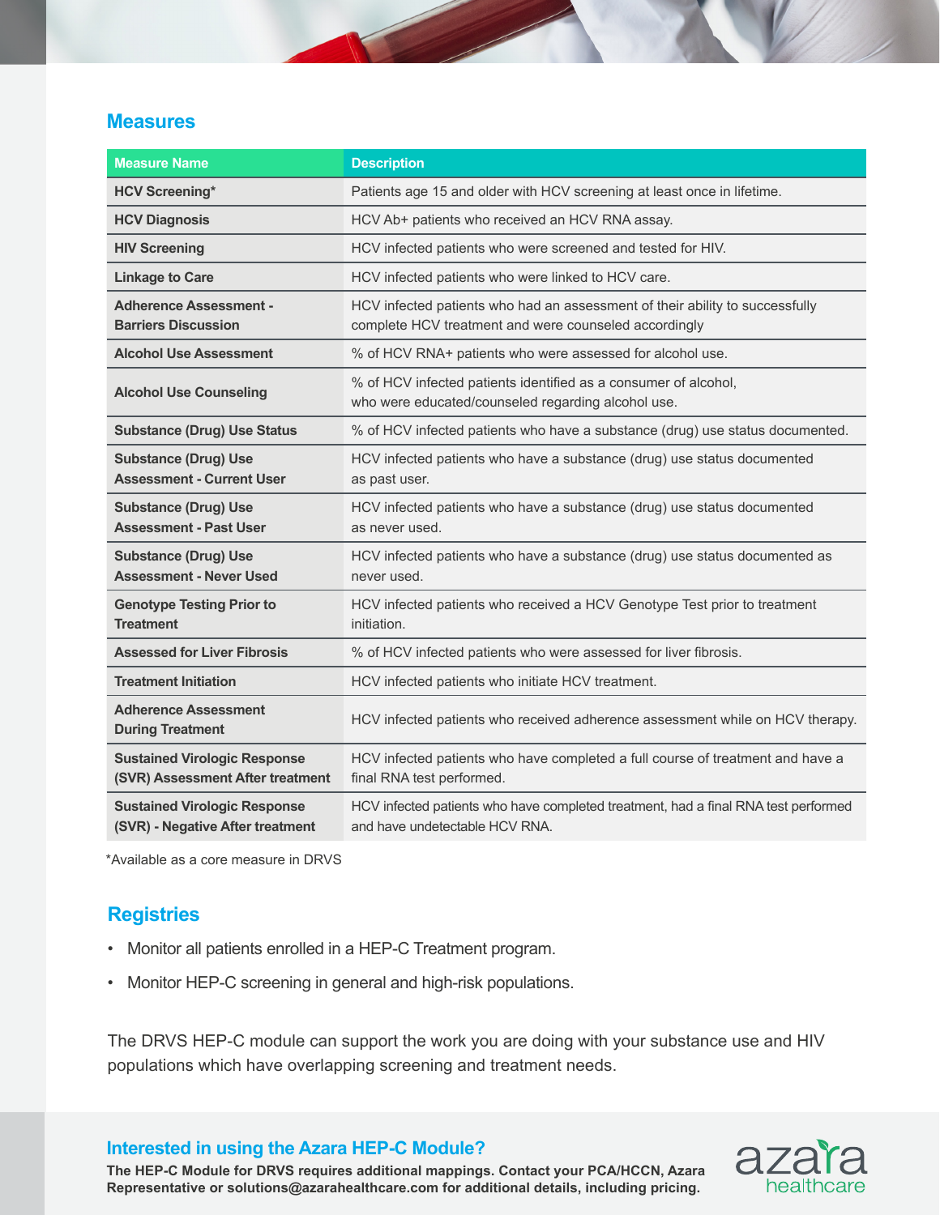## Measures

| Measure Name | Description |
|---|---|
| **HCV Screening*** | Patients age 15 and older with HCV screening at least once in lifetime. |
| **HCV Diagnosis** | HCV Ab+ patients who received an HCV RNA assay. |
| **HIV Screening** | HCV infected patients who were screened and tested for HIV. |
| **Linkage to Care** | HCV infected patients who were linked to HCV care. |
| **Adherence Assessment - Barriers Discussion** | HCV infected patients who had an assessment of their ability to successfully complete HCV treatment and were counseled accordingly |
| **Alcohol Use Assessment** | % of HCV RNA+ patients who were assessed for alcohol use. |
| **Alcohol Use Counseling** | % of HCV infected patients identified as a consumer of alcohol, who were educated/counseled regarding alcohol use. |
| **Substance (Drug) Use Status** | % of HCV infected patients who have a substance (drug) use status documented. |
| **Substance (Drug) Use Assessment - Current User** | HCV infected patients who have a substance (drug) use status documented as past user. |
| **Substance (Drug) Use Assessment - Past User** | HCV infected patients who have a substance (drug) use status documented as never used. |
| **Substance (Drug) Use Assessment - Never Used** | HCV infected patients who have a substance (drug) use status documented as never used. |
| **Genotype Testing Prior to Treatment** | HCV infected patients who received a HCV Genotype Test prior to treatment initiation. |
| **Assessed for Liver Fibrosis** | % of HCV infected patients who were assessed for liver fibrosis. |
| **Treatment Initiation** | HCV infected patients who initiate HCV treatment. |
| **Adherence Assessment During Treatment** | HCV infected patients who received adherence assessment while on HCV therapy. |
| **Sustained Virologic Response (SVR) Assessment After treatment** | HCV infected patients who have completed a full course of treatment and have a final RNA test performed. |
| **Sustained Virologic Response (SVR) - Negative After treatment** | HCV infected patients who have completed treatment, had a final RNA test performed and have undetectable HCV RNA. |

*Available as a core measure in DRVS

## Registries

- Monitor all patients enrolled in a HEP-C Treatment program.
- Monitor HEP-C screening in general and high-risk populations.

The DRVS HEP-C module can support the work you are doing with your substance use and HIV populations which have overlapping screening and treatment needs.

### Interested in using the Azara HEP-C Module?

**The HEP-C Module for DRVS requires additional mappings. Contact your PCA/HCCN, Azara Representative or solutions@azarahealthcare.com for additional details, including pricing.**

azara healthcare